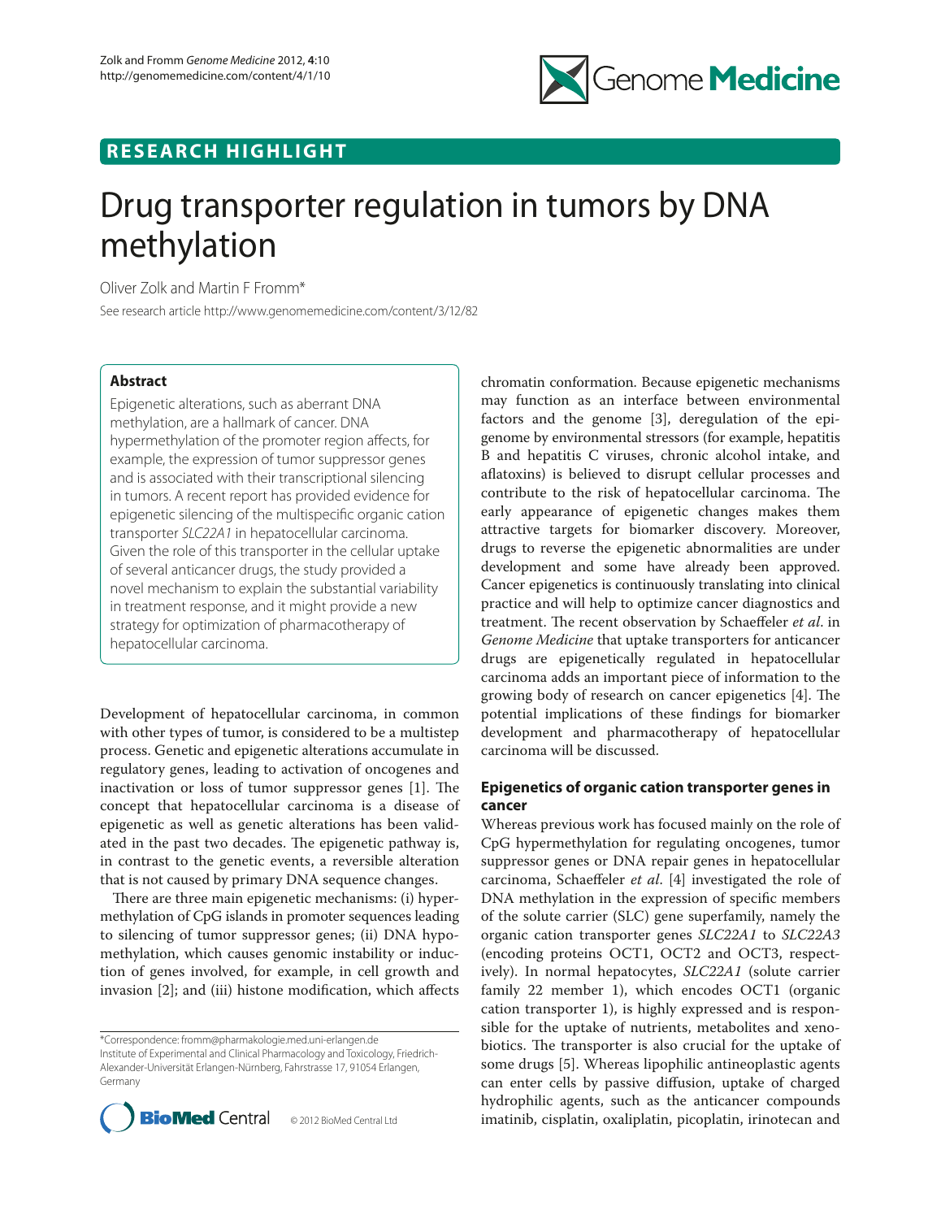RESEARCH HIGHLIGHT

# Drug transporter regulation in tumors by DNA methylation

Oliver Zolk and Martin F Fromm*

See research article http://www.genomemedicine.com/content/3/12/82

## Abstract

Epigenetic alterations, such as aberrant DNA methylation, are a hallmark of cancer. DNA hypermethylation of the promoter region affects, for example, the expression of tumor suppressor genes and is associated with their transcriptional silencing in tumors. A recent report has provided evidence for epigenetic silencing of the multispecific organic cation transporter *SLC22A1* in hepatocellular carcinoma. Given the role of this transporter in the cellular uptake of several anticancer drugs, the study provided a novel mechanism to explain the substantial variability in treatment response, and it might provide a new strategy for optimization of pharmacotherapy of hepatocellular carcinoma.

Development of hepatocellular carcinoma, in common with other types of tumor, is considered to be a multistep process. Genetic and epigenetic alterations accumulate in regulatory genes, leading to activation of oncogenes and inactivation or loss of tumor suppressor genes [1]. The concept that hepatocellular carcinoma is a disease of epigenetic as well as genetic alterations has been validated in the past two decades. The epigenetic pathway is, in contrast to the genetic events, a reversible alteration that is not caused by primary DNA sequence changes.

There are three main epigenetic mechanisms: (i) hypermethylation of CpG islands in promoter sequences leading to silencing of tumor suppressor genes; (ii) DNA hypomethylation, which causes genomic instability or induction of genes involved, for example, in cell growth and invasion [2]; and (iii) histone modification, which affects chromatin conformation. Because epigenetic mechanisms may function as an interface between environmental factors and the genome [3], deregulation of the epigenome by environmental stressors (for example, hepatitis B and hepatitis C viruses, chronic alcohol intake, and aflatoxins) is believed to disrupt cellular processes and contribute to the risk of hepatocellular carcinoma. The early appearance of epigenetic changes makes them attractive targets for biomarker discovery. Moreover, drugs to reverse the epigenetic abnormalities are under development and some have already been approved. Cancer epigenetics is continuously translating into clinical practice and will help to optimize cancer diagnostics and treatment. The recent observation by Schaeffeler *et al*. in *Genome Medicine* that uptake transporters for anticancer drugs are epigenetically regulated in hepatocellular carcinoma adds an important piece of information to the growing body of research on cancer epigenetics [4]. The potential implications of these findings for biomarker development and pharmacotherapy of hepatocellular carcinoma will be discussed.

## Epigenetics of organic cation transporter genes in cancer

Whereas previous work has focused mainly on the role of CpG hypermethylation for regulating oncogenes, tumor suppressor genes or DNA repair genes in hepatocellular carcinoma, Schaeffeler *et al*. [4] investigated the role of DNA methylation in the expression of specific members of the solute carrier (SLC) gene superfamily, namely the organic cation transporter genes *SLC22A1* to *SLC22A3* (encoding proteins OCT1, OCT2 and OCT3, respectively). In normal hepatocytes, *SLC22A1* (solute carrier family 22 member 1), which encodes OCT1 (organic cation transporter 1), is highly expressed and is responsible for the uptake of nutrients, metabolites and xenobiotics. The transporter is also crucial for the uptake of some drugs [5]. Whereas lipophilic antineoplastic agents can enter cells by passive diffusion, uptake of charged hydrophilic agents, such as the anticancer compounds imatinib, cisplatin, oxaliplatin, picoplatin, irinotecan and

*Correspondence: fromm@pharmakologie.med.uni-erlangen.de
Institute of Experimental and Clinical Pharmacology and Toxicology, Friedrich-Alexander-Universität Erlangen-Nürnberg, Fahrstrasse 17, 91054 Erlangen, Germany

© 2012 BioMed Central Ltd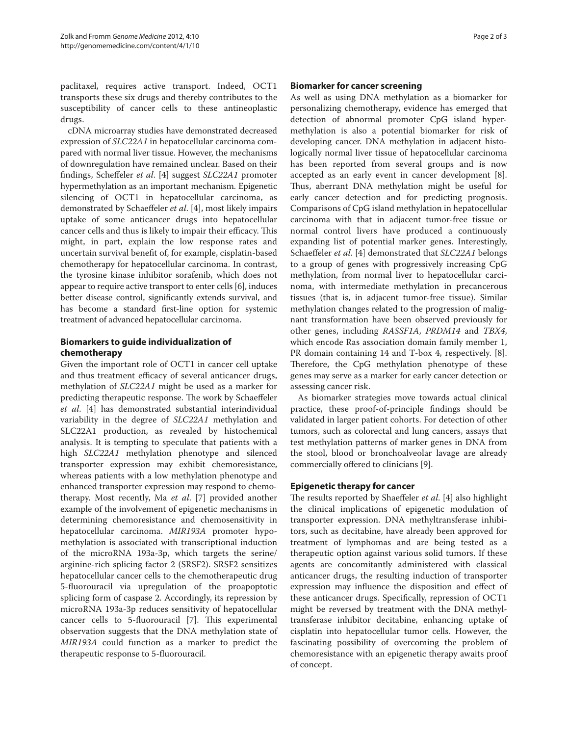paclitaxel, requires active transport. Indeed, OCT1 transports these six drugs and thereby contributes to the susceptibility of cancer cells to these antineoplastic drugs.

cDNA microarray studies have demonstrated decreased expression of *SLC22A1* in hepatocellular carcinoma compared with normal liver tissue. However, the mechanisms of downregulation have remained unclear. Based on their findings, Scheffeler *et al*. [4] suggest *SLC22A1* promoter hypermethylation as an important mechanism. Epigenetic silencing of OCT1 in hepatocellular carcinoma, as demonstrated by Schaeffeler *et al*. [4], most likely impairs uptake of some anticancer drugs into hepatocellular cancer cells and thus is likely to impair their efficacy. This might, in part, explain the low response rates and uncertain survival benefit of, for example, cisplatin-based chemotherapy for hepatocellular carcinoma. In contrast, the tyrosine kinase inhibitor sorafenib, which does not appear to require active transport to enter cells [6], induces better disease control, significantly extends survival, and has become a standard first-line option for systemic treatment of advanced hepatocellular carcinoma.

## Biomarkers to guide individualization of chemotherapy

Given the important role of OCT1 in cancer cell uptake and thus treatment efficacy of several anticancer drugs, methylation of *SLC22A1* might be used as a marker for predicting therapeutic response. The work by Schaeffeler *et al*. [4] has demonstrated substantial interindividual variability in the degree of *SLC22A1* methylation and SLC22A1 production, as revealed by histochemical analysis. It is tempting to speculate that patients with a high *SLC22A1* methylation phenotype and silenced transporter expression may exhibit chemoresistance, whereas patients with a low methylation phenotype and enhanced transporter expression may respond to chemotherapy. Most recently, Ma *et al*. [7] provided another example of the involvement of epigenetic mechanisms in determining chemoresistance and chemosensitivity in hepatocellular carcinoma. *MIR193A* promoter hypomethylation is associated with transcriptional induction of the microRNA 193a-3p, which targets the serine/arginine-rich splicing factor 2 (SRSF2). SRSF2 sensitizes hepatocellular cancer cells to the chemotherapeutic drug 5-fluorouracil via upregulation of the proapoptotic splicing form of caspase 2. Accordingly, its repression by microRNA 193a-3p reduces sensitivity of hepatocellular cancer cells to 5-fluorouracil [7]. This experimental observation suggests that the DNA methylation state of *MIR193A* could function as a marker to predict the therapeutic response to 5-fluorouracil.

## Biomarker for cancer screening

As well as using DNA methylation as a biomarker for personalizing chemotherapy, evidence has emerged that detection of abnormal promoter CpG island hypermethylation is also a potential biomarker for risk of developing cancer. DNA methylation in adjacent histologically normal liver tissue of hepatocellular carcinoma has been reported from several groups and is now accepted as an early event in cancer development [8]. Thus, aberrant DNA methylation might be useful for early cancer detection and for predicting prognosis. Comparisons of CpG island methylation in hepatocellular carcinoma with that in adjacent tumor-free tissue or normal control livers have produced a continuously expanding list of potential marker genes. Interestingly, Schaeffeler *et al*. [4] demonstrated that *SLC22A1* belongs to a group of genes with progressively increasing CpG methylation, from normal liver to hepatocellular carcinoma, with intermediate methylation in precancerous tissues (that is, in adjacent tumor-free tissue). Similar methylation changes related to the progression of malignant transformation have been observed previously for other genes, including *RASSF1A*, *PRDM14* and *TBX4*, which encode Ras association domain family member 1, PR domain containing 14 and T-box 4, respectively. [8]. Therefore, the CpG methylation phenotype of these genes may serve as a marker for early cancer detection or assessing cancer risk.

As biomarker strategies move towards actual clinical practice, these proof-of-principle findings should be validated in larger patient cohorts. For detection of other tumors, such as colorectal and lung cancers, assays that test methylation patterns of marker genes in DNA from the stool, blood or bronchoalveolar lavage are already commercially offered to clinicians [9].

## Epigenetic therapy for cancer

The results reported by Shaeffeler *et al*. [4] also highlight the clinical implications of epigenetic modulation of transporter expression. DNA methyltransferase inhibitors, such as decitabine, have already been approved for treatment of lymphomas and are being tested as a therapeutic option against various solid tumors. If these agents are concomitantly administered with classical anticancer drugs, the resulting induction of transporter expression may influence the disposition and effect of these anticancer drugs. Specifically, repression of OCT1 might be reversed by treatment with the DNA methyltransferase inhibitor decitabine, enhancing uptake of cisplatin into hepatocellular tumor cells. However, the fascinating possibility of overcoming the problem of chemoresistance with an epigenetic therapy awaits proof of concept.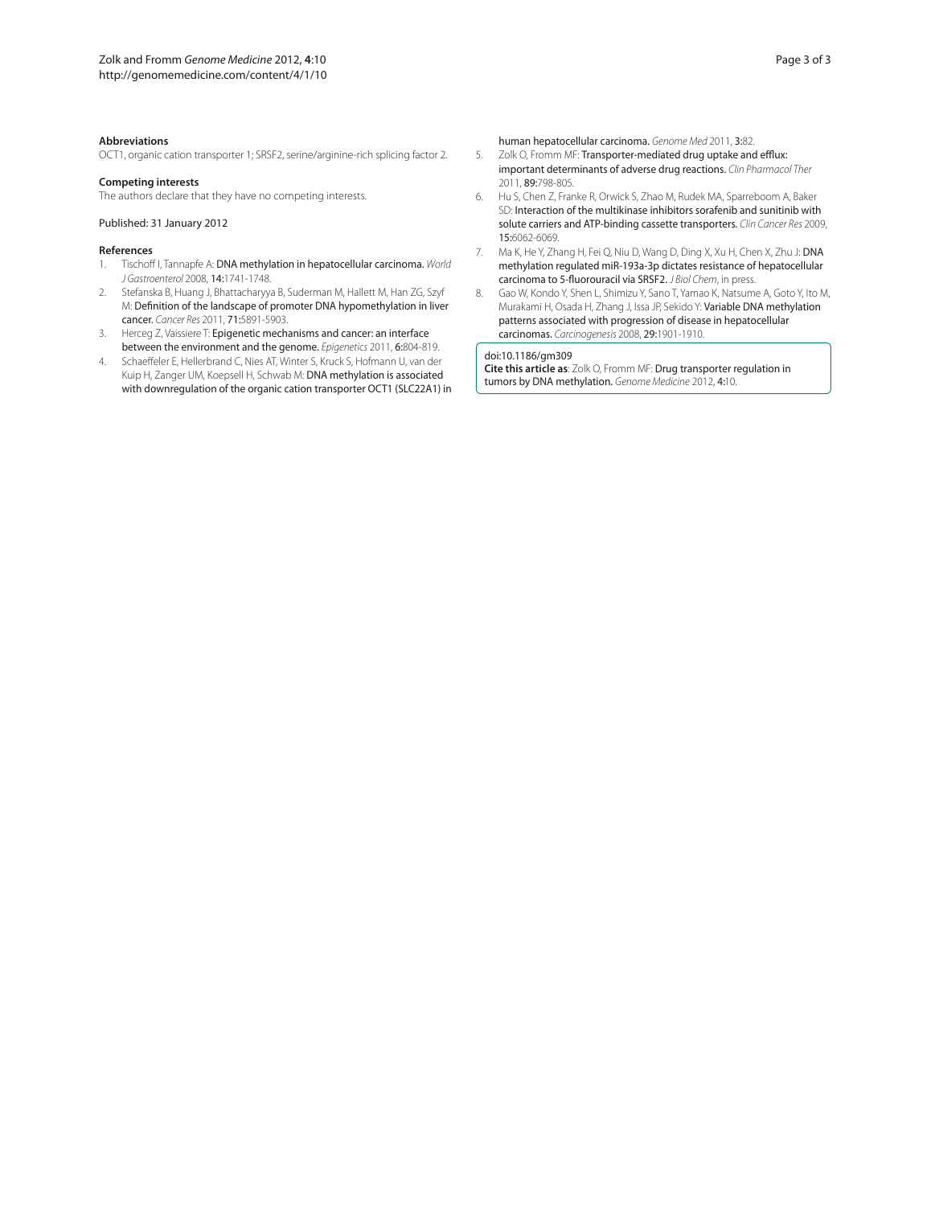### Abbreviations

OCT1, organic cation transporter 1; SRSF2, serine/arginine-rich splicing factor 2.

### Competing interests

The authors declare that they have no competing interests.

Published: 31 January 2012

### References

1. Tischoff I, Tannapfe A: **DNA methylation in hepatocellular carcinoma.** *World J Gastroenterol* 2008, **14:**1741-1748.
2. Stefanska B, Huang J, Bhattacharyya B, Suderman M, Hallett M, Han ZG, Szyf M: **Definition of the landscape of promoter DNA hypomethylation in liver cancer.** *Cancer Res* 2011, **71:**5891-5903.
3. Herceg Z, Vaissiere T: **Epigenetic mechanisms and cancer: an interface between the environment and the genome.** *Epigenetics* 2011, **6:**804-819.
4. Schaeffeler E, Hellerbrand C, Nies AT, Winter S, Kruck S, Hofmann U, van der Kuip H, Zanger UM, Koepsell H, Schwab M: **DNA methylation is associated with downregulation of the organic cation transporter OCT1 (SLC22A1) in human hepatocellular carcinoma.** *Genome Med* 2011, **3:**82.
5. Zolk O, Fromm MF: **Transporter-mediated drug uptake and efflux: important determinants of adverse drug reactions.** *Clin Pharmacol Ther* 2011, **89:**798-805.
6. Hu S, Chen Z, Franke R, Orwick S, Zhao M, Rudek MA, Sparreboom A, Baker SD: **Interaction of the multikinase inhibitors sorafenib and sunitinib with solute carriers and ATP-binding cassette transporters.** *Clin Cancer Res* 2009, **15:**6062-6069.
7. Ma K, He Y, Zhang H, Fei Q, Niu D, Wang D, Ding X, Xu H, Chen X, Zhu J: **DNA methylation regulated miR-193a-3p dictates resistance of hepatocellular carcinoma to 5-fluorouracil via SRSF2.** *J Biol Chem*, in press.
8. Gao W, Kondo Y, Shen L, Shimizu Y, Sano T, Yamao K, Natsume A, Goto Y, Ito M, Murakami H, Osada H, Zhang J, Issa JP, Sekido Y: **Variable DNA methylation patterns associated with progression of disease in hepatocellular carcinomas.** *Carcinogenesis* 2008, **29:**1901-1910.

doi:10.1186/gm309

**Cite this article as**: Zolk O, Fromm MF: **Drug transporter regulation in tumors by DNA methylation.** *Genome Medicine* 2012, **4:**10.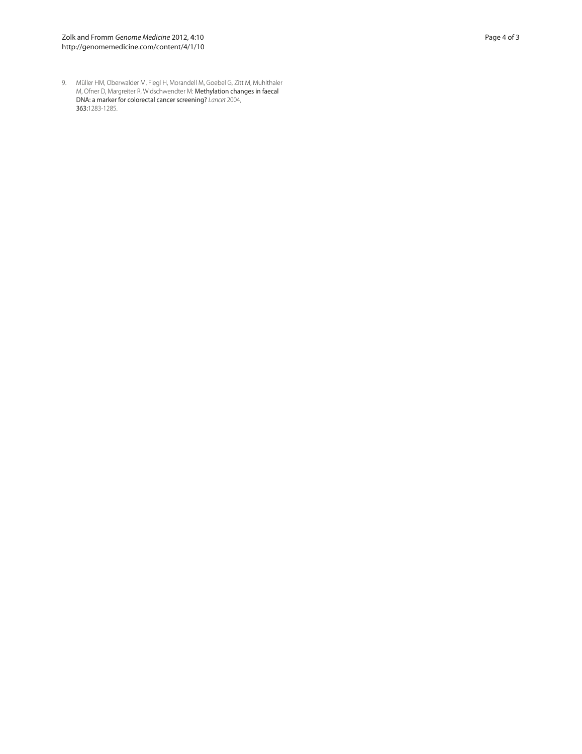9. Müller HM, Oberwalder M, Fiegl H, Morandell M, Goebel G, Zitt M, Muhlthaler M, Ofner D, Margreiter R, Widschwendter M: **Methylation changes in faecal DNA: a marker for colorectal cancer screening?** *Lancet* 2004, **363**:1283-1285.